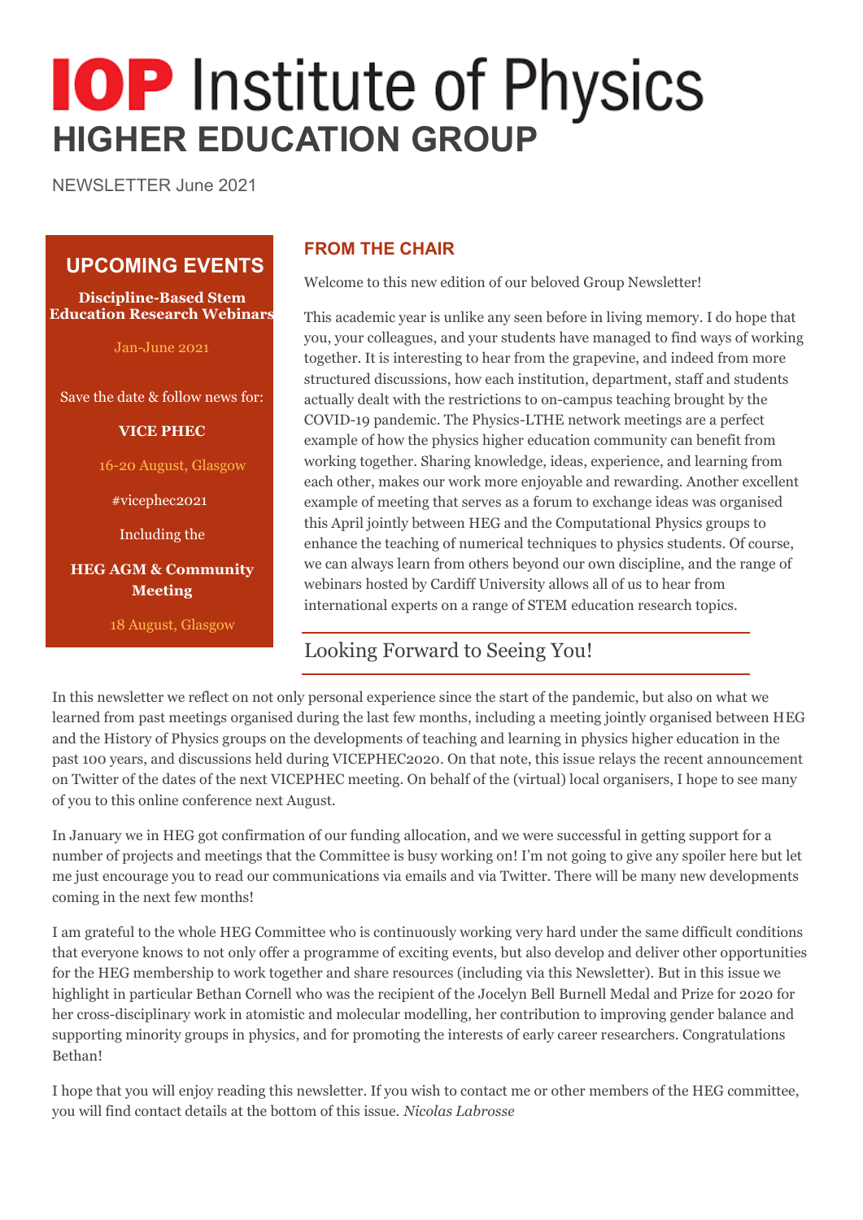# IOP Institute of Physics
## HIGHER EDUCATION GROUP

NEWSLETTER June 2021

## UPCOMING EVENTS

**Discipline-Based Stem Education Research Webinars**

Jan-June 2021

Save the date & follow news for:

**VICE PHEC**

16-20 August, Glasgow

#vicephec2021

Including the

**HEG AGM & Community Meeting**

18 August, Glasgow

## FROM THE CHAIR

Welcome to this new edition of our beloved Group Newsletter!

This academic year is unlike any seen before in living memory. I do hope that you, your colleagues, and your students have managed to find ways of working together. It is interesting to hear from the grapevine, and indeed from more structured discussions, how each institution, department, staff and students actually dealt with the restrictions to on-campus teaching brought by the COVID-19 pandemic. The Physics-LTHE network meetings are a perfect example of how the physics higher education community can benefit from working together. Sharing knowledge, ideas, experience, and learning from each other, makes our work more enjoyable and rewarding. Another excellent example of meeting that serves as a forum to exchange ideas was organised this April jointly between HEG and the Computational Physics groups to enhance the teaching of numerical techniques to physics students. Of course, we can always learn from others beyond our own discipline, and the range of webinars hosted by Cardiff University allows all of us to hear from international experts on a range of STEM education research topics.

### Looking Forward to Seeing You!

In this newsletter we reflect on not only personal experience since the start of the pandemic, but also on what we learned from past meetings organised during the last few months, including a meeting jointly organised between HEG and the History of Physics groups on the developments of teaching and learning in physics higher education in the past 100 years, and discussions held during VICEPHEC2020. On that note, this issue relays the recent announcement on Twitter of the dates of the next VICEPHEC meeting. On behalf of the (virtual) local organisers, I hope to see many of you to this online conference next August.

In January we in HEG got confirmation of our funding allocation, and we were successful in getting support for a number of projects and meetings that the Committee is busy working on! I'm not going to give any spoiler here but let me just encourage you to read our communications via emails and via Twitter. There will be many new developments coming in the next few months!

I am grateful to the whole HEG Committee who is continuously working very hard under the same difficult conditions that everyone knows to not only offer a programme of exciting events, but also develop and deliver other opportunities for the HEG membership to work together and share resources (including via this Newsletter). But in this issue we highlight in particular Bethan Cornell who was the recipient of the Jocelyn Bell Burnell Medal and Prize for 2020 for her cross-disciplinary work in atomistic and molecular modelling, her contribution to improving gender balance and supporting minority groups in physics, and for promoting the interests of early career researchers. Congratulations Bethan!

I hope that you will enjoy reading this newsletter. If you wish to contact me or other members of the HEG committee, you will find contact details at the bottom of this issue. *Nicolas Labrosse*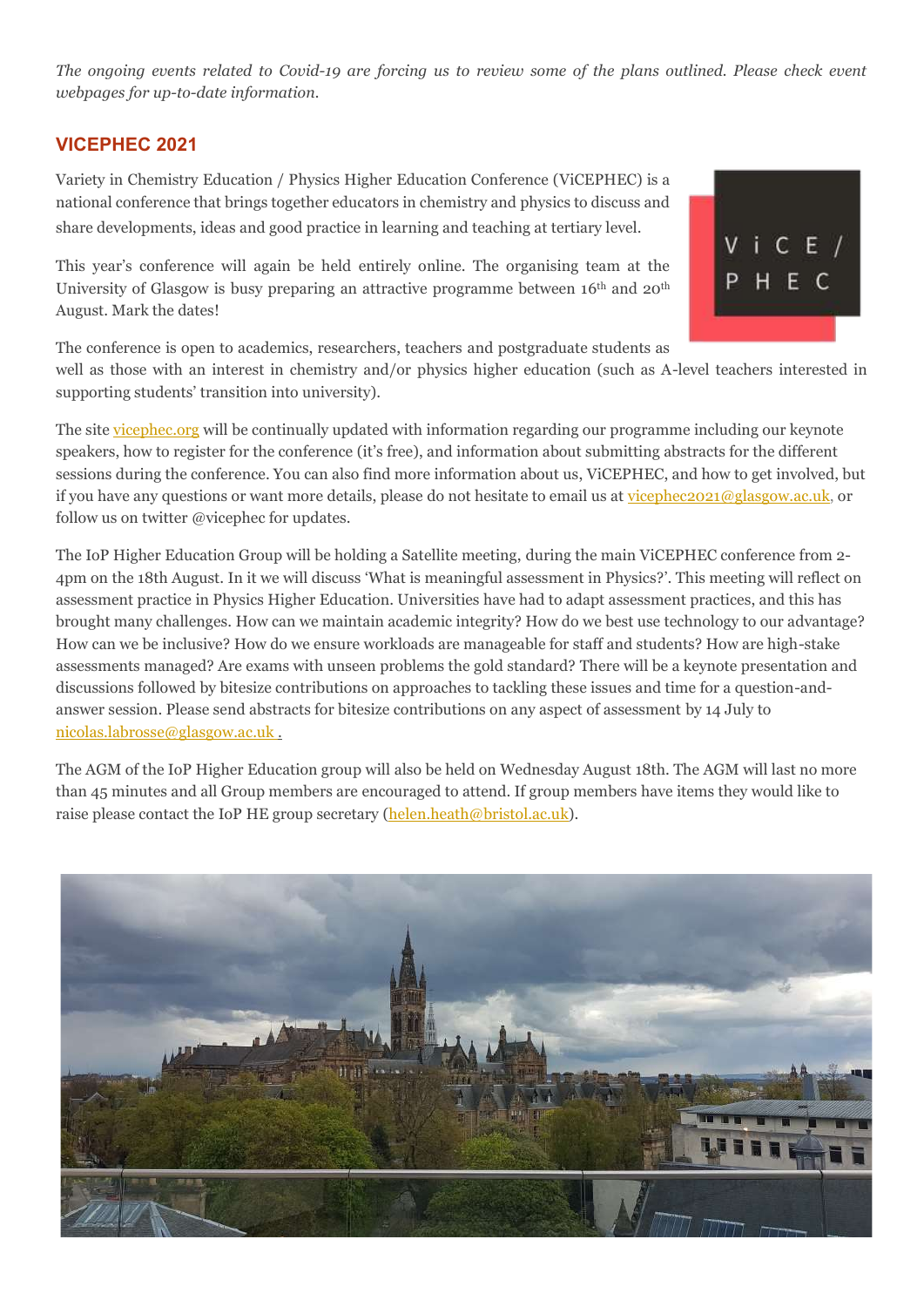*The ongoing events related to Covid-19 are forcing us to review some of the plans outlined. Please check event webpages for up-to-date information.*

## VICEPHEC 2021

Variety in Chemistry Education / Physics Higher Education Conference (ViCEPHEC) is a national conference that brings together educators in chemistry and physics to discuss and share developments, ideas and good practice in learning and teaching at tertiary level.

This year's conference will again be held entirely online. The organising team at the University of Glasgow is busy preparing an attractive programme between 16th and 20th August. Mark the dates!

The conference is open to academics, researchers, teachers and postgraduate students as well as those with an interest in chemistry and/or physics higher education (such as A-level teachers interested in supporting students' transition into university).

The site vicephec.org will be continually updated with information regarding our programme including our keynote speakers, how to register for the conference (it's free), and information about submitting abstracts for the different sessions during the conference. You can also find more information about us, ViCEPHEC, and how to get involved, but if you have any questions or want more details, please do not hesitate to email us at viceph ec2021@glasgow.ac.uk, or follow us on twitter @vicephec for updates.

The IoP Higher Education Group will be holding a Satellite meeting, during the main ViCEPHEC conference from 2-4pm on the 18th August. In it we will discuss 'What is meaningful assessment in Physics?'. This meeting will reflect on assessment practice in Physics Higher Education. Universities have had to adapt assessment practices, and this has brought many challenges. How can we maintain academic integrity? How do we best use technology to our advantage? How can we be inclusive? How do we ensure workloads are manageable for staff and students? How are high-stake assessments managed? Are exams with unseen problems the gold standard? There will be a keynote presentation and discussions followed by bitesize contributions on approaches to tackling these issues and time for a question-and-answer session. Please send abstracts for bitesize contributions on any aspect of assessment by 14 July to nicolas.labrosse@glasgow.ac.uk .

The AGM of the IoP Higher Education group will also be held on Wednesday August 18th. The AGM will last no more than 45 minutes and all Group members are encouraged to attend. If group members have items they would like to raise please contact the IoP HE group secretary (helen.heath@bristol.ac.uk).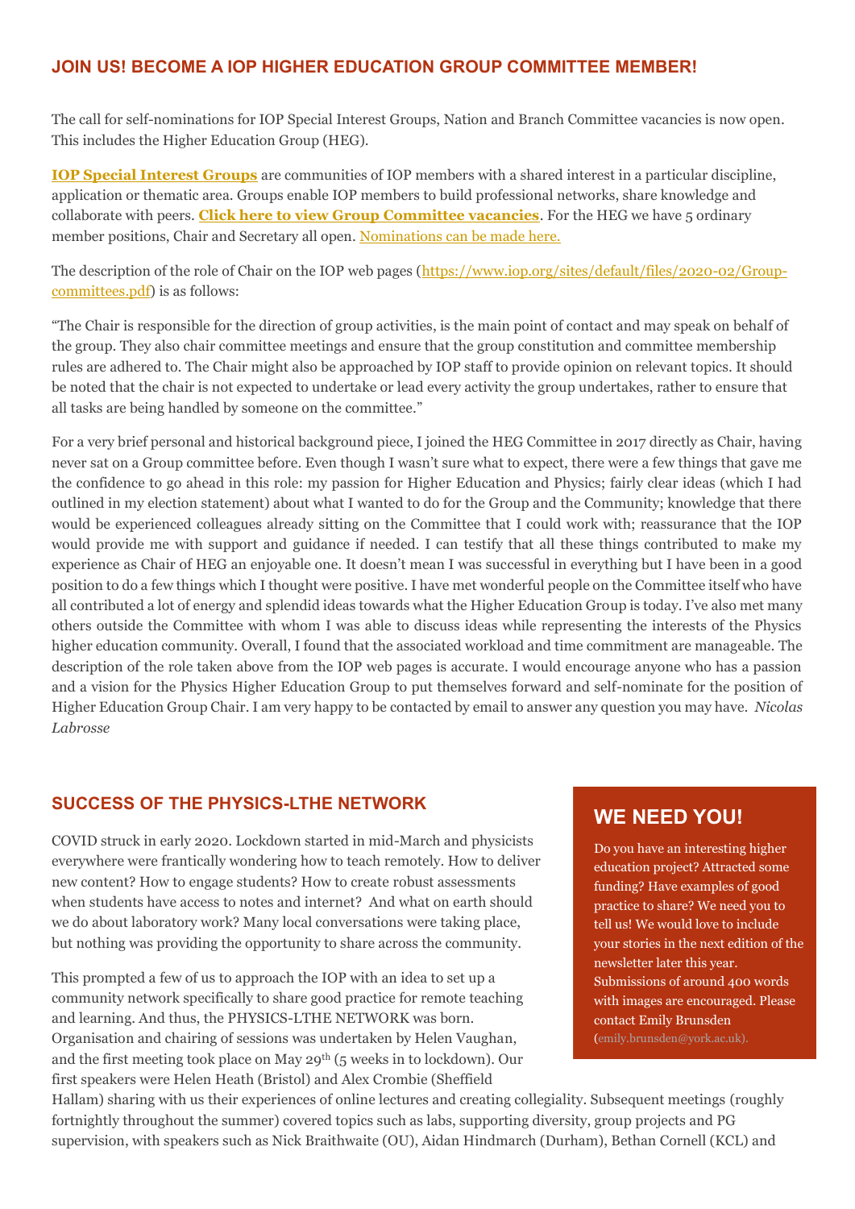## JOIN US! BECOME A IOP HIGHER EDUCATION GROUP COMMITTEE MEMBER!

The call for self-nominations for IOP Special Interest Groups, Nation and Branch Committee vacancies is now open. This includes the Higher Education Group (HEG).

**IOP Special Interest Groups** are communities of IOP members with a shared interest in a particular discipline, application or thematic area. Groups enable IOP members to build professional networks, share knowledge and collaborate with peers. **Click here to view Group Committee vacancies**. For the HEG we have 5 ordinary member positions, Chair and Secretary all open. Nominations can be made here.

The description of the role of Chair on the IOP web pages (https://www.iop.org/sites/default/files/2020-02/Group-committees.pdf) is as follows:

"The Chair is responsible for the direction of group activities, is the main point of contact and may speak on behalf of the group. They also chair committee meetings and ensure that the group constitution and committee membership rules are adhered to. The Chair might also be approached by IOP staff to provide opinion on relevant topics. It should be noted that the chair is not expected to undertake or lead every activity the group undertakes, rather to ensure that all tasks are being handled by someone on the committee."

For a very brief personal and historical background piece, I joined the HEG Committee in 2017 directly as Chair, having never sat on a Group committee before. Even though I wasn't sure what to expect, there were a few things that gave me the confidence to go ahead in this role: my passion for Higher Education and Physics; fairly clear ideas (which I had outlined in my election statement) about what I wanted to do for the Group and the Community; knowledge that there would be experienced colleagues already sitting on the Committee that I could work with; reassurance that the IOP would provide me with support and guidance if needed. I can testify that all these things contributed to make my experience as Chair of HEG an enjoyable one. It doesn't mean I was successful in everything but I have been in a good position to do a few things which I thought were positive. I have met wonderful people on the Committee itself who have all contributed a lot of energy and splendid ideas towards what the Higher Education Group is today. I've also met many others outside the Committee with whom I was able to discuss ideas while representing the interests of the Physics higher education community. Overall, I found that the associated workload and time commitment are manageable. The description of the role taken above from the IOP web pages is accurate. I would encourage anyone who has a passion and a vision for the Physics Higher Education Group to put themselves forward and self-nominate for the position of Higher Education Group Chair. I am very happy to be contacted by email to answer any question you may have. *Nicolas Labrosse*

## SUCCESS OF THE PHYSICS-LTHE NETWORK

COVID struck in early 2020. Lockdown started in mid-March and physicists everywhere were frantically wondering how to teach remotely. How to deliver new content? How to engage students? How to create robust assessments when students have access to notes and internet? And what on earth should we do about laboratory work? Many local conversations were taking place, but nothing was providing the opportunity to share across the community.

This prompted a few of us to approach the IOP with an idea to set up a community network specifically to share good practice for remote teaching and learning. And thus, the PHYSICS-LTHE NETWORK was born. Organisation and chairing of sessions was undertaken by Helen Vaughan, and the first meeting took place on May 29th (5 weeks in to lockdown). Our first speakers were Helen Heath (Bristol) and Alex Crombie (Sheffield Hallam) sharing with us their experiences of online lectures and creating collegiality. Subsequent meetings (roughly fortnightly throughout the summer) covered topics such as labs, supporting diversity, group projects and PG supervision, with speakers such as Nick Braithwaite (OU), Aidan Hindmarch (Durham), Bethan Cornell (KCL) and

### WE NEED YOU!

Do you have an interesting higher education project? Attracted some funding? Have examples of good practice to share? We need you to tell us! We would love to include your stories in the next edition of the newsletter later this year. Submissions of around 400 words with images are encouraged. Please contact Emily Brunsden (emily.brunsden@york.ac.uk).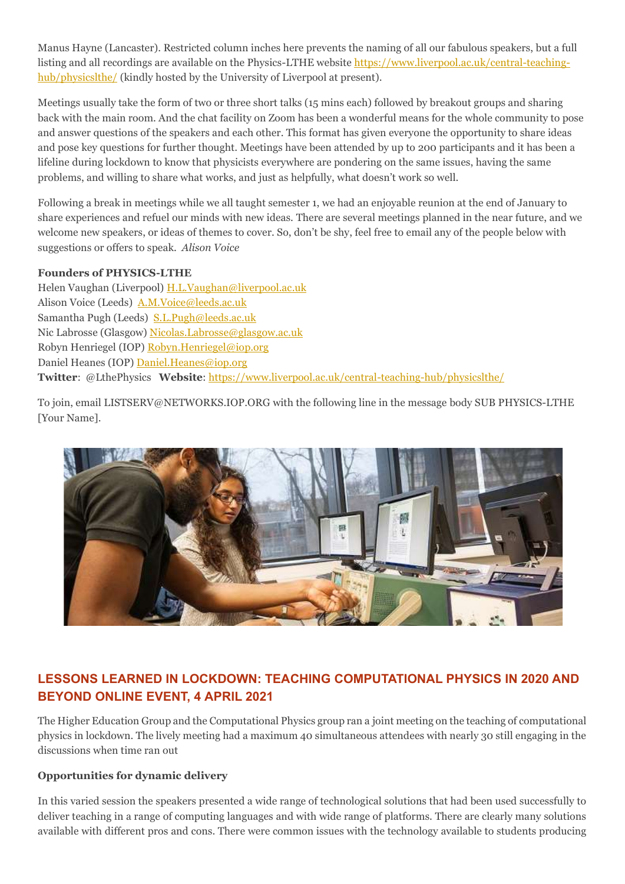Manus Hayne (Lancaster). Restricted column inches here prevents the naming of all our fabulous speakers, but a full listing and all recordings are available on the Physics-LTHE website https://www.liverpool.ac.uk/central-teaching-hub/physicslthe/ (kindly hosted by the University of Liverpool at present).

Meetings usually take the form of two or three short talks (15 mins each) followed by breakout groups and sharing back with the main room. And the chat facility on Zoom has been a wonderful means for the whole community to pose and answer questions of the speakers and each other. This format has given everyone the opportunity to share ideas and pose key questions for further thought. Meetings have been attended by up to 200 participants and it has been a lifeline during lockdown to know that physicists everywhere are pondering on the same issues, having the same problems, and willing to share what works, and just as helpfully, what doesn't work so well.

Following a break in meetings while we all taught semester 1, we had an enjoyable reunion at the end of January to share experiences and refuel our minds with new ideas. There are several meetings planned in the near future, and we welcome new speakers, or ideas of themes to cover. So, don't be shy, feel free to email any of the people below with suggestions or offers to speak. *Alison Voice*

**Founders of PHYSICS-LTHE**
Helen Vaughan (Liverpool) H.L.Vaughan@liverpool.ac.uk
Alison Voice (Leeds) A.M.Voice@leeds.ac.uk
Samantha Pugh (Leeds) S.L.Pugh@leeds.ac.uk
Nic Labrosse (Glasgow) Nicolas.Labrosse@glasgow.ac.uk
Robyn Henriegel (IOP) Robyn.Henriegel@iop.org
Daniel Heanes (IOP) Daniel.Heanes@iop.org
**Twitter**: @LthePhysics **Website**: https://www.liverpool.ac.uk/central-teaching-hub/physicslthe/

To join, email LISTSERV@NETWORKS.IOP.ORG with the following line in the message body SUB PHYSICS-LTHE [Your Name].

## LESSONS LEARNED IN LOCKDOWN: TEACHING COMPUTATIONAL PHYSICS IN 2020 AND BEYOND ONLINE EVENT, 4 APRIL 2021

The Higher Education Group and the Computational Physics group ran a joint meeting on the teaching of computational physics in lockdown. The lively meeting had a maximum 40 simultaneous attendees with nearly 30 still engaging in the discussions when time ran out

**Opportunities for dynamic delivery**

In this varied session the speakers presented a wide range of technological solutions that had been used successfully to deliver teaching in a range of computing languages and with wide range of platforms. There are clearly many solutions available with different pros and cons. There were common issues with the technology available to students producing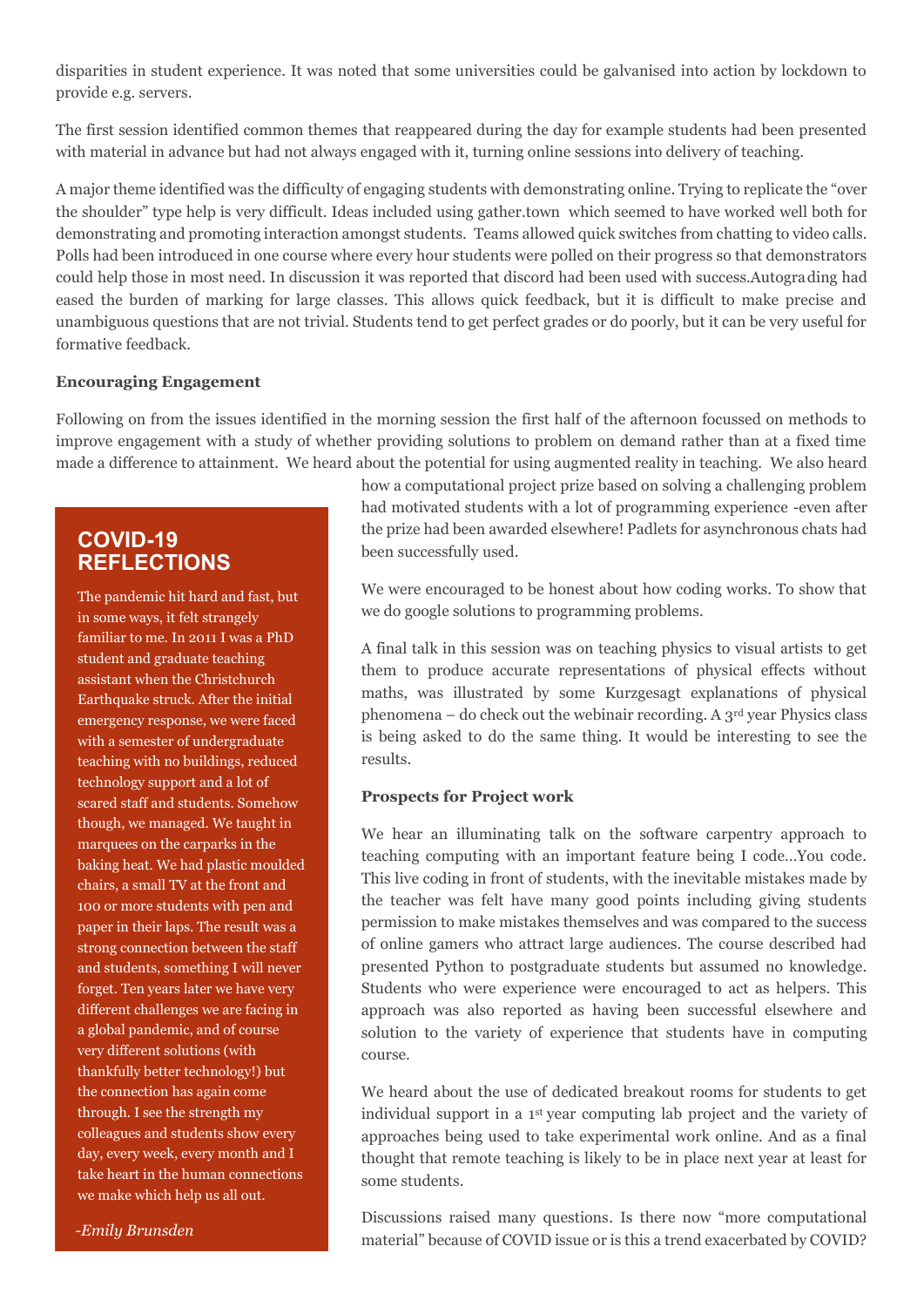disparities in student experience. It was noted that some universities could be galvanised into action by lockdown to provide e.g. servers.

The first session identified common themes that reappeared during the day for example students had been presented with material in advance but had not always engaged with it, turning online sessions into delivery of teaching.

A major theme identified was the difficulty of engaging students with demonstrating online. Trying to replicate the "over the shoulder" type help is very difficult. Ideas included using gather.town which seemed to have worked well both for demonstrating and promoting interaction amongst students. Teams allowed quick switches from chatting to video calls. Polls had been introduced in one course where every hour students were polled on their progress so that demonstrators could help those in most need. In discussion it was reported that discord had been used with success.Autograding had eased the burden of marking for large classes. This allows quick feedback, but it is difficult to make precise and unambiguous questions that are not trivial. Students tend to get perfect grades or do poorly, but it can be very useful for formative feedback.

**Encouraging Engagement**

Following on from the issues identified in the morning session the first half of the afternoon focussed on methods to improve engagement with a study of whether providing solutions to problem on demand rather than at a fixed time made a difference to attainment. We heard about the potential for using augmented reality in teaching. We also heard how a computational project prize based on solving a challenging problem had motivated students with a lot of programming experience -even after the prize had been awarded elsewhere! Padlets for asynchronous chats had been successfully used.

We were encouraged to be honest about how coding works. To show that we do google solutions to programming problems.

A final talk in this session was on teaching physics to visual artists to get them to produce accurate representations of physical effects without maths, was illustrated by some Kurzgesagt explanations of physical phenomena – do check out the webinair recording. A 3rd year Physics class is being asked to do the same thing. It would be interesting to see the results.

**Prospects for Project work**

We hear an illuminating talk on the software carpentry approach to teaching computing with an important feature being I code…You code. This live coding in front of students, with the inevitable mistakes made by the teacher was felt have many good points including giving students permission to make mistakes themselves and was compared to the success of online gamers who attract large audiences. The course described had presented Python to postgraduate students but assumed no knowledge. Students who were experience were encouraged to act as helpers. This approach was also reported as having been successful elsewhere and solution to the variety of experience that students have in computing course.

We heard about the use of dedicated breakout rooms for students to get individual support in a 1st year computing lab project and the variety of approaches being used to take experimental work online. And as a final thought that remote teaching is likely to be in place next year at least for some students.

Discussions raised many questions. Is there now "more computational material" because of COVID issue or is this a trend exacerbated by COVID?

## COVID-19 REFLECTIONS

The pandemic hit hard and fast, but in some ways, it felt strangely familiar to me. In 2011 I was a PhD student and graduate teaching assistant when the Christchurch Earthquake struck. After the initial emergency response, we were faced with a semester of undergraduate teaching with no buildings, reduced technology support and a lot of scared staff and students. Somehow though, we managed. We taught in marquees on the carparks in the baking heat. We had plastic moulded chairs, a small TV at the front and 100 or more students with pen and paper in their laps. The result was a strong connection between the staff and students, something I will never forget. Ten years later we have very different challenges we are facing in a global pandemic, and of course very different solutions (with thankfully better technology!) but the connection has again come through. I see the strength my colleagues and students show every day, every week, every month and I take heart in the human connections we make which help us all out.

*-Emily Brunsden*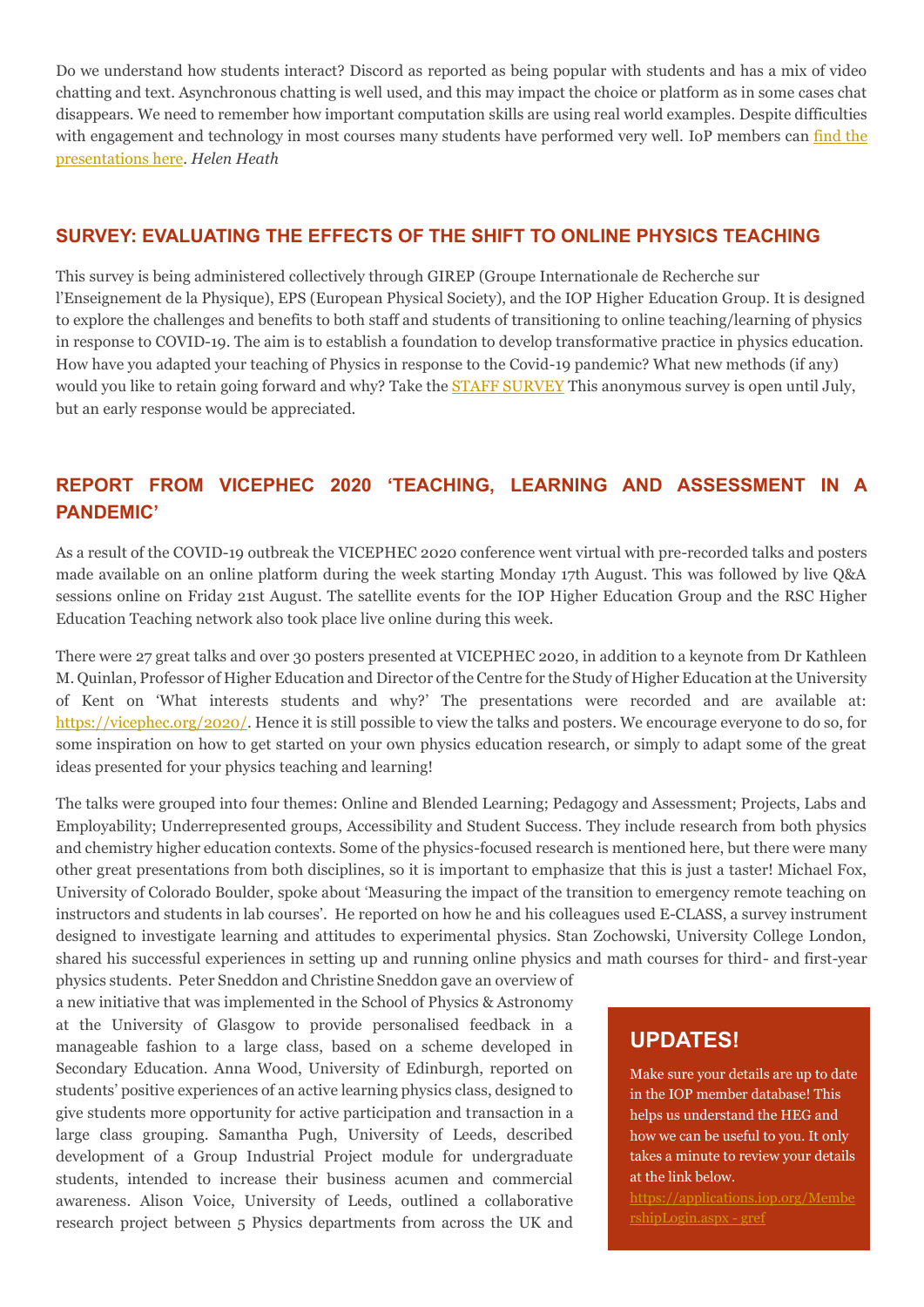Do we understand how students interact? Discord as reported as being popular with students and has a mix of video chatting and text. Asynchronous chatting is well used, and this may impact the choice or platform as in some cases chat disappears. We need to remember how important computation skills are using real world examples. Despite difficulties with engagement and technology in most courses many students have performed very well. IoP members can find the presentations here. *Helen Heath*

## SURVEY: EVALUATING THE EFFECTS OF THE SHIFT TO ONLINE PHYSICS TEACHING

This survey is being administered collectively through GIREP (Groupe Internationale de Recherche sur l'Enseignement de la Physique), EPS (European Physical Society), and the IOP Higher Education Group. It is designed to explore the challenges and benefits to both staff and students of transitioning to online teaching/learning of physics in response to COVID-19. The aim is to establish a foundation to develop transformative practice in physics education. How have you adapted your teaching of Physics in response to the Covid-19 pandemic? What new methods (if any) would you like to retain going forward and why? Take the STAFF SURVEY This anonymous survey is open until July, but an early response would be appreciated.

## REPORT FROM VICEPHEC 2020 'TEACHING, LEARNING AND ASSESSMENT IN A PANDEMIC'

As a result of the COVID-19 outbreak the VICEPHEC 2020 conference went virtual with pre-recorded talks and posters made available on an online platform during the week starting Monday 17th August. This was followed by live Q&A sessions online on Friday 21st August. The satellite events for the IOP Higher Education Group and the RSC Higher Education Teaching network also took place live online during this week.

There were 27 great talks and over 30 posters presented at VICEPHEC 2020, in addition to a keynote from Dr Kathleen M. Quinlan, Professor of Higher Education and Director of the Centre for the Study of Higher Education at the University of Kent on 'What interests students and why?' The presentations were recorded and are available at: https://vicephec.org/2020/. Hence it is still possible to view the talks and posters. We encourage everyone to do so, for some inspiration on how to get started on your own physics education research, or simply to adapt some of the great ideas presented for your physics teaching and learning!

The talks were grouped into four themes: Online and Blended Learning; Pedagogy and Assessment; Projects, Labs and Employability; Underrepresented groups, Accessibility and Student Success. They include research from both physics and chemistry higher education contexts. Some of the physics-focused research is mentioned here, but there were many other great presentations from both disciplines, so it is important to emphasize that this is just a taster! Michael Fox, University of Colorado Boulder, spoke about 'Measuring the impact of the transition to emergency remote teaching on instructors and students in lab courses'. He reported on how he and his colleagues used E-CLASS, a survey instrument designed to investigate learning and attitudes to experimental physics. Stan Zochowski, University College London, shared his successful experiences in setting up and running online physics and math courses for third- and first-year physics students. Peter Sneddon and Christine Sneddon gave an overview of a new initiative that was implemented in the School of Physics & Astronomy at the University of Glasgow to provide personalised feedback in a manageable fashion to a large class, based on a scheme developed in Secondary Education. Anna Wood, University of Edinburgh, reported on students' positive experiences of an active learning physics class, designed to give students more opportunity for active participation and transaction in a large class grouping. Samantha Pugh, University of Leeds, described development of a Group Industrial Project module for undergraduate students, intended to increase their business acumen and commercial awareness. Alison Voice, University of Leeds, outlined a collaborative research project between 5 Physics departments from across the UK and

### UPDATES!

Make sure your details are up to date in the IOP member database! This helps us understand the HEG and how we can be useful to you. It only takes a minute to review your details at the link below.

https://applications.iop.org/MembershipLogin.aspx - gref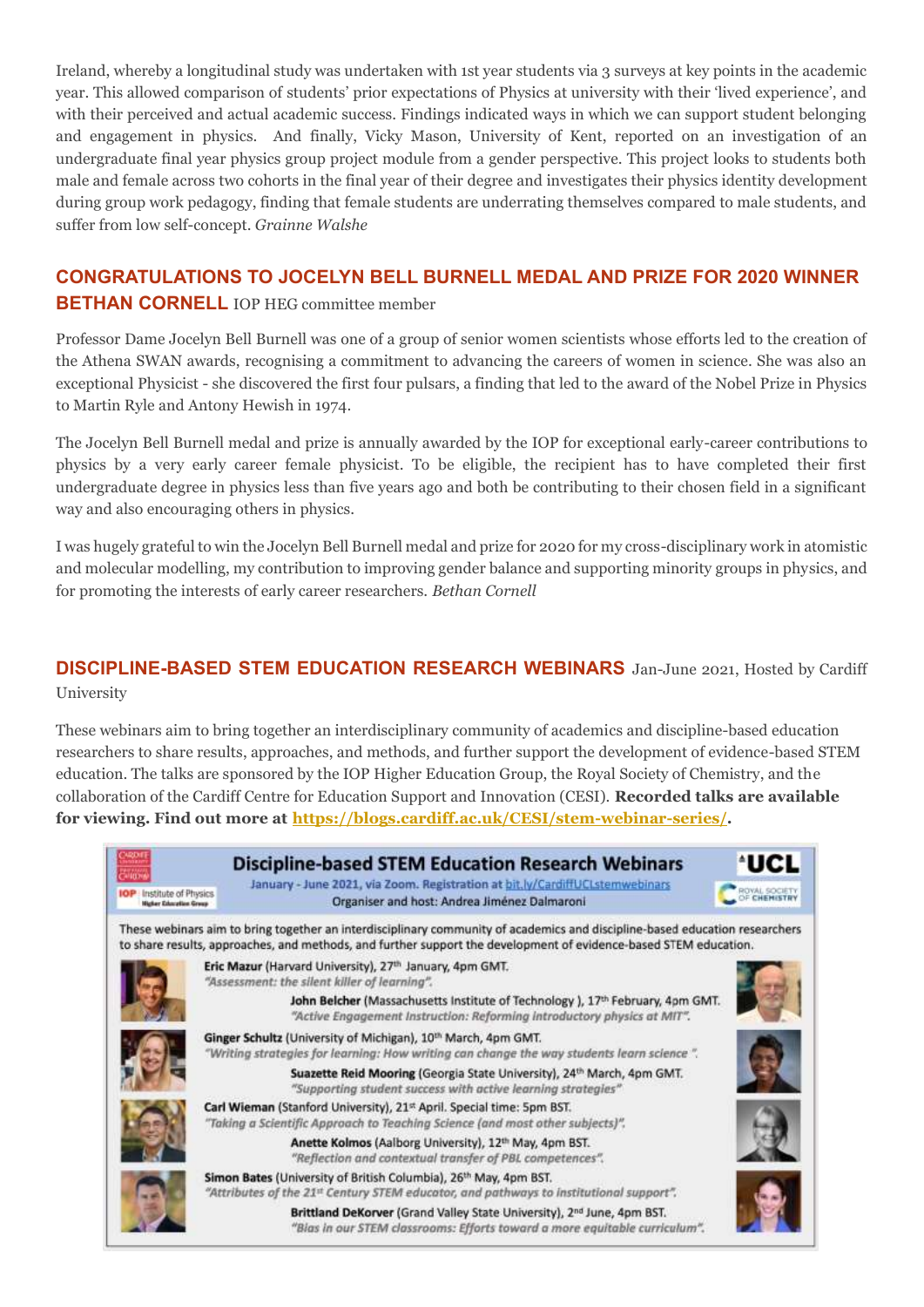Ireland, whereby a longitudinal study was undertaken with 1st year students via 3 surveys at key points in the academic year. This allowed comparison of students' prior expectations of Physics at university with their 'lived experience', and with their perceived and actual academic success. Findings indicated ways in which we can support student belonging and engagement in physics. And finally, Vicky Mason, University of Kent, reported on an investigation of an undergraduate final year physics group project module from a gender perspective. This project looks to students both male and female across two cohorts in the final year of their degree and investigates their physics identity development during group work pedagogy, finding that female students are underrating themselves compared to male students, and suffer from low self-concept. *Grainne Walshe*

## CONGRATULATIONS TO JOCELYN BELL BURNELL MEDAL AND PRIZE FOR 2020 WINNER BETHAN CORNELL IOP HEG committee member

Professor Dame Jocelyn Bell Burnell was one of a group of senior women scientists whose efforts led to the creation of the Athena SWAN awards, recognising a commitment to advancing the careers of women in science. She was also an exceptional Physicist - she discovered the first four pulsars, a finding that led to the award of the Nobel Prize in Physics to Martin Ryle and Antony Hewish in 1974.

The Jocelyn Bell Burnell medal and prize is annually awarded by the IOP for exceptional early-career contributions to physics by a very early career female physicist. To be eligible, the recipient has to have completed their first undergraduate degree in physics less than five years ago and both be contributing to their chosen field in a significant way and also encouraging others in physics.

I was hugely grateful to win the Jocelyn Bell Burnell medal and prize for 2020 for my cross-disciplinary work in atomistic and molecular modelling, my contribution to improving gender balance and supporting minority groups in physics, and for promoting the interests of early career researchers. *Bethan Cornell*

## DISCIPLINE-BASED STEM EDUCATION RESEARCH WEBINARS Jan-June 2021, Hosted by Cardiff University

These webinars aim to bring together an interdisciplinary community of academics and discipline-based education researchers to share results, approaches, and methods, and further support the development of evidence-based STEM education. The talks are sponsored by the IOP Higher Education Group, the Royal Society of Chemistry, and the collaboration of the Cardiff Centre for Education Support and Innovation (CESI). **Recorded talks are available for viewing. Find out more at https://blogs.cardiff.ac.uk/CESI/stem-webinar-series/.**

### Discipline-based STEM Education Research Webinars

January - June 2021, via Zoom. Registration at bit.ly/CardiffUCLstemwebinars

Organiser and host: Andrea Jiménez Dalmaroni

These webinars aim to bring together an interdisciplinary community of academics and discipline-based education researchers to share results, approaches, and methods, and further support the development of evidence-based STEM education.

- **Eric Mazur** (Harvard University), 27th January, 4pm GMT. *"Assessment: the silent killer of learning".*
- **John Belcher** (Massachusetts Institute of Technology ), 17th February, 4pm GMT. *"Active Engagement Instruction: Reforming introductory physics at MIT".*
- **Ginger Schultz** (University of Michigan), 10th March, 4pm GMT. *"Writing strategies for learning: How writing can change the way students learn science ".*
- **Suazette Reid Mooring** (Georgia State University), 24th March, 4pm GMT. *"Supporting student success with active learning strategies"*
- **Carl Wieman** (Stanford University), 21st April. Special time: 5pm BST. *"Taking a Scientific Approach to Teaching Science (and most other subjects)".*
- **Anette Kolmos** (Aalborg University), 12th May, 4pm BST. *"Reflection and contextual transfer of PBL competences".*
- **Simon Bates** (University of British Columbia), 26th May, 4pm BST. *"Attributes of the 21st Century STEM educator, and pathways to institutional support".*
- **Brittland DeKorver** (Grand Valley State University), 2nd June, 4pm BST. *"Bias in our STEM classrooms: Efforts toward a more equitable curriculum".*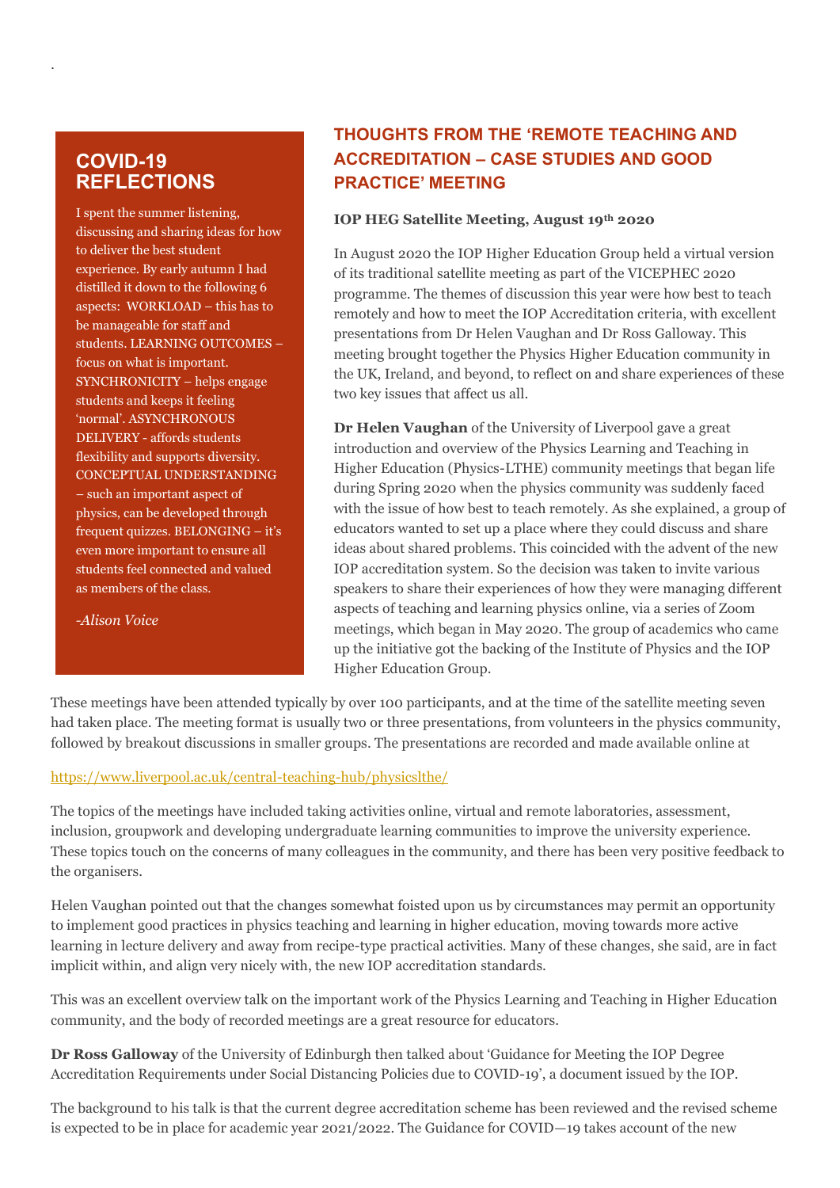## COVID-19 REFLECTIONS

I spent the summer listening, discussing and sharing ideas for how to deliver the best student experience. By early autumn I had distilled it down to the following 6 aspects: WORKLOAD – this has to be manageable for staff and students. LEARNING OUTCOMES – focus on what is important. SYNCHRONICITY – helps engage students and keeps it feeling 'normal'. ASYNCHRONOUS DELIVERY - affords students flexibility and supports diversity. CONCEPTUAL UNDERSTANDING – such an important aspect of physics, can be developed through frequent quizzes. BELONGING – it's even more important to ensure all students feel connected and valued as members of the class.

*-Alison Voice*

## THOUGHTS FROM THE 'REMOTE TEACHING AND ACCREDITATION – CASE STUDIES AND GOOD PRACTICE' MEETING

**IOP HEG Satellite Meeting, August 19th 2020**

In August 2020 the IOP Higher Education Group held a virtual version of its traditional satellite meeting as part of the VICEPHEC 2020 programme. The themes of discussion this year were how best to teach remotely and how to meet the IOP Accreditation criteria, with excellent presentations from Dr Helen Vaughan and Dr Ross Galloway. This meeting brought together the Physics Higher Education community in the UK, Ireland, and beyond, to reflect on and share experiences of these two key issues that affect us all.

**Dr Helen Vaughan** of the University of Liverpool gave a great introduction and overview of the Physics Learning and Teaching in Higher Education (Physics-LTHE) community meetings that began life during Spring 2020 when the physics community was suddenly faced with the issue of how best to teach remotely. As she explained, a group of educators wanted to set up a place where they could discuss and share ideas about shared problems. This coincided with the advent of the new IOP accreditation system. So the decision was taken to invite various speakers to share their experiences of how they were managing different aspects of teaching and learning physics online, via a series of Zoom meetings, which began in May 2020. The group of academics who came up the initiative got the backing of the Institute of Physics and the IOP Higher Education Group.

These meetings have been attended typically by over 100 participants, and at the time of the satellite meeting seven had taken place. The meeting format is usually two or three presentations, from volunteers in the physics community, followed by breakout discussions in smaller groups. The presentations are recorded and made available online at

https://www.liverpool.ac.uk/central-teaching-hub/physicslthe/

The topics of the meetings have included taking activities online, virtual and remote laboratories, assessment, inclusion, groupwork and developing undergraduate learning communities to improve the university experience. These topics touch on the concerns of many colleagues in the community, and there has been very positive feedback to the organisers.

Helen Vaughan pointed out that the changes somewhat foisted upon us by circumstances may permit an opportunity to implement good practices in physics teaching and learning in higher education, moving towards more active learning in lecture delivery and away from recipe-type practical activities. Many of these changes, she said, are in fact implicit within, and align very nicely with, the new IOP accreditation standards.

This was an excellent overview talk on the important work of the Physics Learning and Teaching in Higher Education community, and the body of recorded meetings are a great resource for educators.

**Dr Ross Galloway** of the University of Edinburgh then talked about 'Guidance for Meeting the IOP Degree Accreditation Requirements under Social Distancing Policies due to COVID-19', a document issued by the IOP.

The background to his talk is that the current degree accreditation scheme has been reviewed and the revised scheme is expected to be in place for academic year 2021/2022. The Guidance for COVID—19 takes account of the new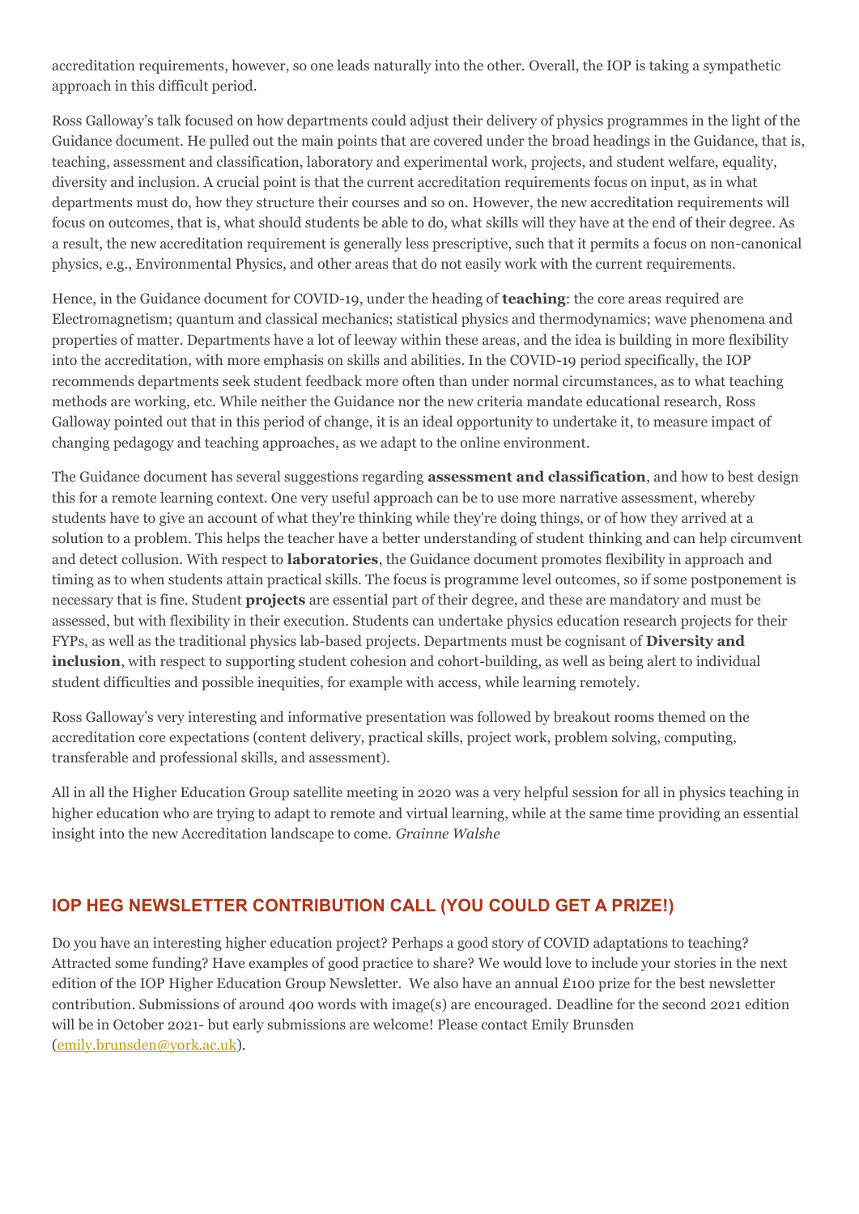accreditation requirements, however, so one leads naturally into the other. Overall, the IOP is taking a sympathetic approach in this difficult period.

Ross Galloway's talk focused on how departments could adjust their delivery of physics programmes in the light of the Guidance document. He pulled out the main points that are covered under the broad headings in the Guidance, that is, teaching, assessment and classification, laboratory and experimental work, projects, and student welfare, equality, diversity and inclusion. A crucial point is that the current accreditation requirements focus on input, as in what departments must do, how they structure their courses and so on. However, the new accreditation requirements will focus on outcomes, that is, what should students be able to do, what skills will they have at the end of their degree. As a result, the new accreditation requirement is generally less prescriptive, such that it permits a focus on non-canonical physics, e.g., Environmental Physics, and other areas that do not easily work with the current requirements.

Hence, in the Guidance document for COVID-19, under the heading of **teaching**: the core areas required are Electromagnetism; quantum and classical mechanics; statistical physics and thermodynamics; wave phenomena and properties of matter. Departments have a lot of leeway within these areas, and the idea is building in more flexibility into the accreditation, with more emphasis on skills and abilities. In the COVID-19 period specifically, the IOP recommends departments seek student feedback more often than under normal circumstances, as to what teaching methods are working, etc. While neither the Guidance nor the new criteria mandate educational research, Ross Galloway pointed out that in this period of change, it is an ideal opportunity to undertake it, to measure impact of changing pedagogy and teaching approaches, as we adapt to the online environment.

The Guidance document has several suggestions regarding **assessment and classification**, and how to best design this for a remote learning context. One very useful approach can be to use more narrative assessment, whereby students have to give an account of what they're thinking while they're doing things, or of how they arrived at a solution to a problem. This helps the teacher have a better understanding of student thinking and can help circumvent and detect collusion. With respect to **laboratories**, the Guidance document promotes flexibility in approach and timing as to when students attain practical skills. The focus is programme level outcomes, so if some postponement is necessary that is fine. Student **projects** are essential part of their degree, and these are mandatory and must be assessed, but with flexibility in their execution. Students can undertake physics education research projects for their FYPs, as well as the traditional physics lab-based projects. Departments must be cognisant of **Diversity and inclusion**, with respect to supporting student cohesion and cohort-building, as well as being alert to individual student difficulties and possible inequities, for example with access, while learning remotely.

Ross Galloway's very interesting and informative presentation was followed by breakout rooms themed on the accreditation core expectations (content delivery, practical skills, project work, problem solving, computing, transferable and professional skills, and assessment).

All in all the Higher Education Group satellite meeting in 2020 was a very helpful session for all in physics teaching in higher education who are trying to adapt to remote and virtual learning, while at the same time providing an essential insight into the new Accreditation landscape to come. *Grainne Walshe*

## IOP HEG NEWSLETTER CONTRIBUTION CALL (YOU COULD GET A PRIZE!)

Do you have an interesting higher education project? Perhaps a good story of COVID adaptations to teaching? Attracted some funding? Have examples of good practice to share? We would love to include your stories in the next edition of the IOP Higher Education Group Newsletter. We also have an annual £100 prize for the best newsletter contribution. Submissions of around 400 words with image(s) are encouraged. Deadline for the second 2021 edition will be in October 2021- but early submissions are welcome! Please contact Emily Brunsden (emily.brunsden@york.ac.uk).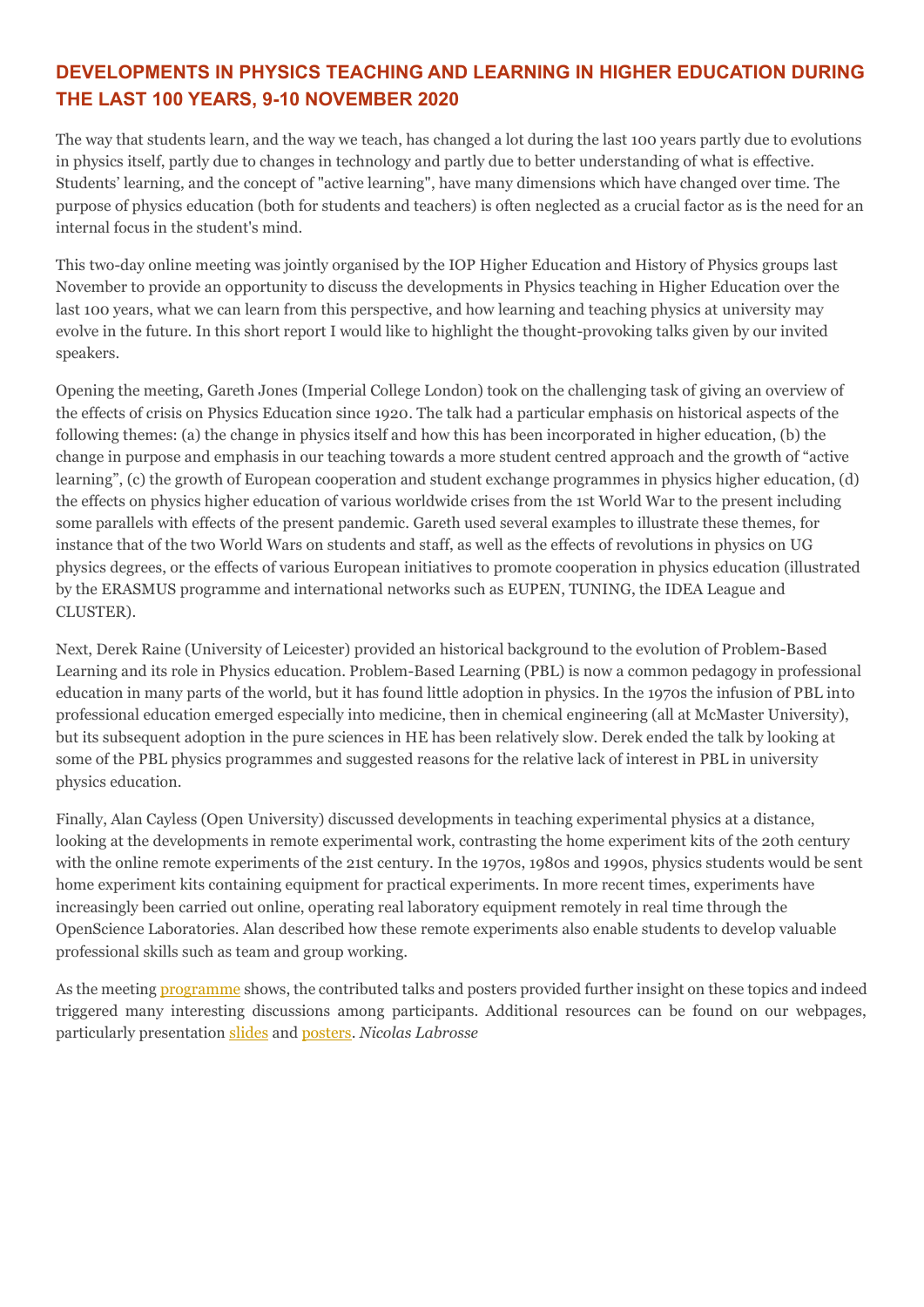## DEVELOPMENTS IN PHYSICS TEACHING AND LEARNING IN HIGHER EDUCATION DURING THE LAST 100 YEARS, 9-10 NOVEMBER 2020

The way that students learn, and the way we teach, has changed a lot during the last 100 years partly due to evolutions in physics itself, partly due to changes in technology and partly due to better understanding of what is effective. Students' learning, and the concept of "active learning", have many dimensions which have changed over time. The purpose of physics education (both for students and teachers) is often neglected as a crucial factor as is the need for an internal focus in the student's mind.

This two-day online meeting was jointly organised by the IOP Higher Education and History of Physics groups last November to provide an opportunity to discuss the developments in Physics teaching in Higher Education over the last 100 years, what we can learn from this perspective, and how learning and teaching physics at university may evolve in the future. In this short report I would like to highlight the thought-provoking talks given by our invited speakers.

Opening the meeting, Gareth Jones (Imperial College London) took on the challenging task of giving an overview of the effects of crisis on Physics Education since 1920. The talk had a particular emphasis on historical aspects of the following themes: (a) the change in physics itself and how this has been incorporated in higher education, (b) the change in purpose and emphasis in our teaching towards a more student centred approach and the growth of "active learning", (c) the growth of European cooperation and student exchange programmes in physics higher education, (d) the effects on physics higher education of various worldwide crises from the 1st World War to the present including some parallels with effects of the present pandemic. Gareth used several examples to illustrate these themes, for instance that of the two World Wars on students and staff, as well as the effects of revolutions in physics on UG physics degrees, or the effects of various European initiatives to promote cooperation in physics education (illustrated by the ERASMUS programme and international networks such as EUPEN, TUNING, the IDEA League and CLUSTER).

Next, Derek Raine (University of Leicester) provided an historical background to the evolution of Problem-Based Learning and its role in Physics education. Problem-Based Learning (PBL) is now a common pedagogy in professional education in many parts of the world, but it has found little adoption in physics. In the 1970s the infusion of PBL into professional education emerged especially into medicine, then in chemical engineering (all at McMaster University), but its subsequent adoption in the pure sciences in HE has been relatively slow. Derek ended the talk by looking at some of the PBL physics programmes and suggested reasons for the relative lack of interest in PBL in university physics education.

Finally, Alan Cayless (Open University) discussed developments in teaching experimental physics at a distance, looking at the developments in remote experimental work, contrasting the home experiment kits of the 20th century with the online remote experiments of the 21st century. In the 1970s, 1980s and 1990s, physics students would be sent home experiment kits containing equipment for practical experiments. In more recent times, experiments have increasingly been carried out online, operating real laboratory equipment remotely in real time through the OpenScience Laboratories. Alan described how these remote experiments also enable students to develop valuable professional skills such as team and group working.

As the meeting programme shows, the contributed talks and posters provided further insight on these topics and indeed triggered many interesting discussions among participants. Additional resources can be found on our webpages, particularly presentation slides and posters. *Nicolas Labrosse*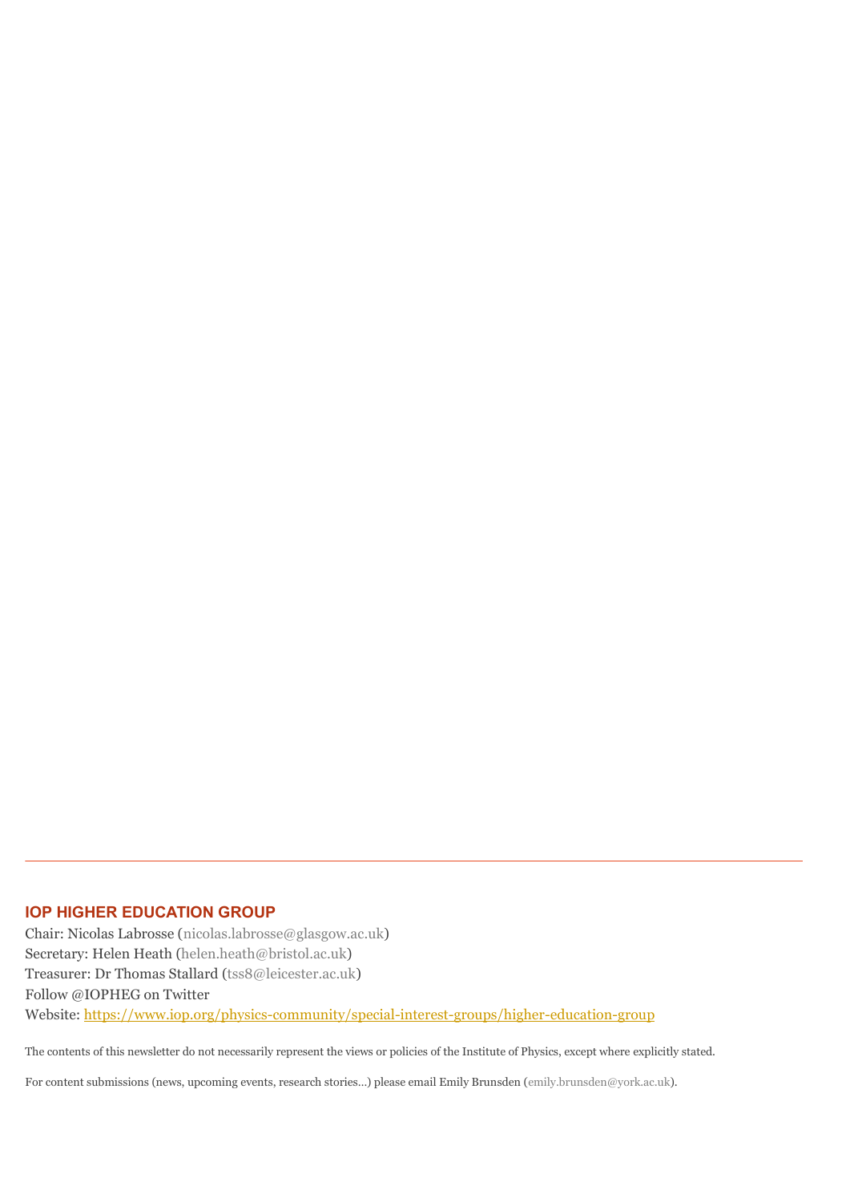---

## IOP HIGHER EDUCATION GROUP

Chair: Nicolas Labrosse (nicolas.labrosse@glasgow.ac.uk)
Secretary: Helen Heath (helen.heath@bristol.ac.uk)
Treasurer: Dr Thomas Stallard (tss8@leicester.ac.uk)
Follow @IOPHEG on Twitter
Website: https://www.iop.org/physics-community/special-interest-groups/higher-education-group

The contents of this newsletter do not necessarily represent the views or policies of the Institute of Physics, except where explicitly stated.

For content submissions (news, upcoming events, research stories...) please email Emily Brunsden (emily.brunsden@york.ac.uk).